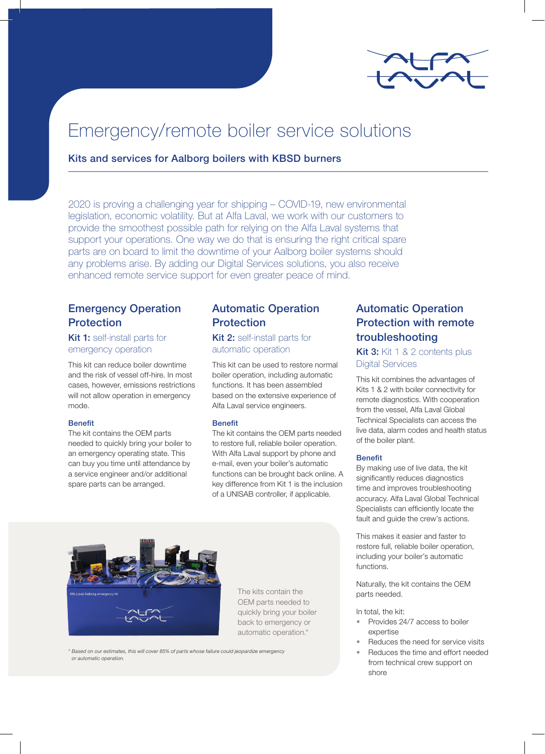# Emergency/remote boiler service solutions

## Kits and services for Aalborg boilers with KBSD burners

2020 is proving a challenging year for shipping – COVID-19, new environmental legislation, economic volatility. But at Alfa Laval, we work with our customers to provide the smoothest possible path for relying on the Alfa Laval systems that support your operations. One way we do that is ensuring the right critical spare parts are on board to limit the downtime of your Aalborg boiler systems should any problems arise. By adding our Digital Services solutions, you also receive enhanced remote service support for even greater peace of mind.

## Emergency Operation Protection

### **Kit 1:** self-install parts for emergency operation

This kit can reduce boiler downtime and the risk of vessel off-hire. In most cases, however, emissions restrictions will not allow operation in emergency mode.

#### Benefit

The kit contains the OEM parts needed to quickly bring your boiler to an emergency operating state. This can buy you time until attendance by a service engineer and/or additional spare parts can be arranged.

## Automatic Operation Protection

### **Kit 2:** self-install parts for automatic operation

This kit can be used to restore normal boiler operation, including automatic functions. It has been assembled based on the extensive experience of Alfa Laval service engineers.

#### Benefit

The kit contains the OEM parts needed to restore full, reliable boiler operation. With Alfa Laval support by phone and e-mail, even your boiler's automatic functions can be brought back online. A key difference from Kit 1 is the inclusion of a UNISAB controller, if applicable.

## Automatic Operation Protection with remote troubleshooting

### **Kit 3:** Kit 1 & 2 contents plus Digital Services

This kit combines the advantages of Kits 1 & 2 with boiler connectivity for remote diagnostics. With cooperation from the vessel, Alfa Laval Global Technical Specialists can access the live data, alarm codes and health status of the boiler plant.

#### Benefit

By making use of live data, the kit significantly reduces diagnostics time and improves troubleshooting accuracy. Alfa Laval Global Technical Specialists can efficiently locate the fault and guide the crew's actions.

This makes it easier and faster to restore full, reliable boiler operation, including your boiler's automatic functions.

Naturally, the kit contains the OEM parts needed.

In total, the kit:

- Provides 24/7 access to boiler expertise
- Reduces the need for service visits
- Reduces the time and effort needed from technical crew support on shore

The kits contain the OEM parts needed to quickly bring your boiler back to emergency or automatic operation.*

*\* Based on our estimates, this will cover 85% of parts whose failure could jeopardize emergency or automatic operation.*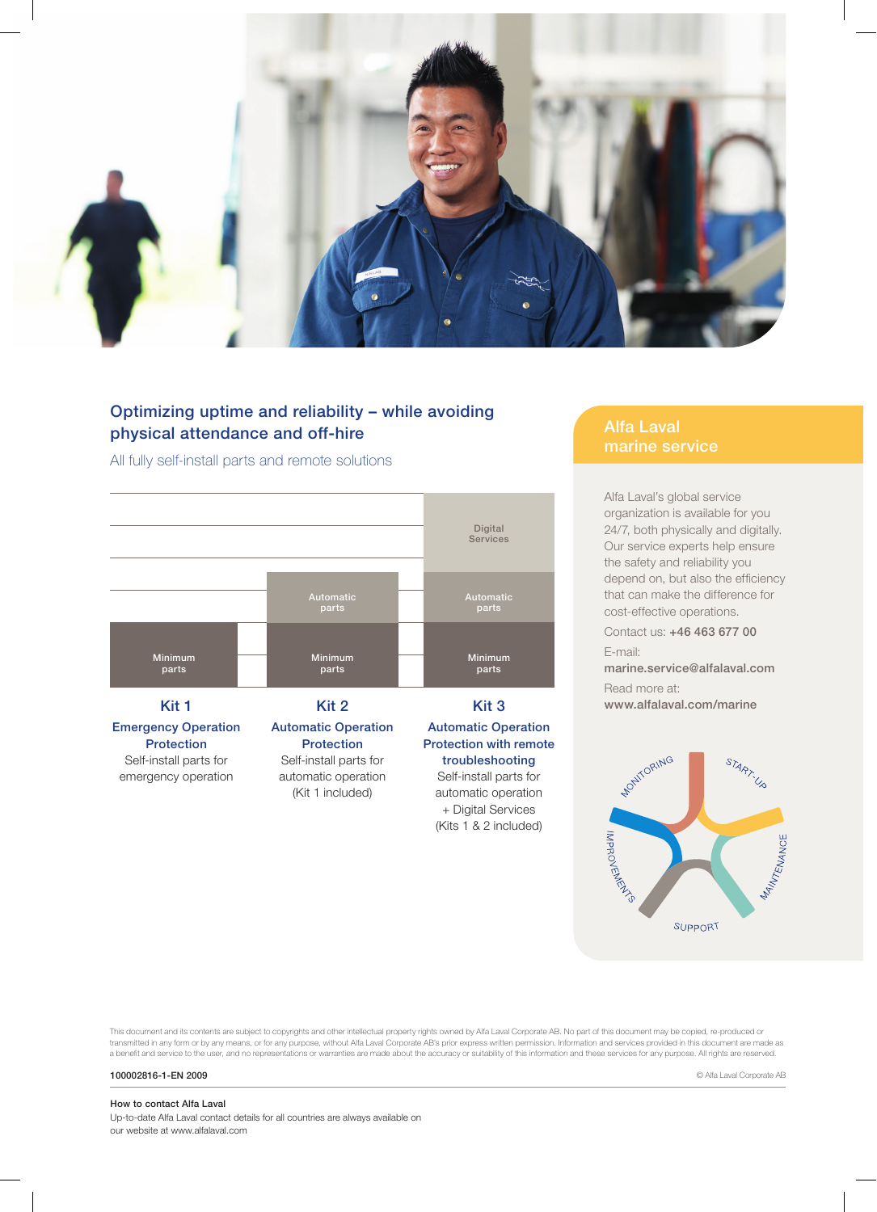## Optimizing uptime and reliability – while avoiding physical attendance and off-hire

All fully self-install parts and remote solutions

Digital Services

Automatic parts

Automatic parts

Minimum parts

Minimum parts

Minimum parts

**Kit 1**

**Emergency Operation Protection**

Self-install parts for emergency operation

**Kit 2**

**Automatic Operation Protection**

Self-install parts for automatic operation (Kit 1 included)

**Kit 3**

**Automatic Operation Protection with remote troubleshooting**

Self-install parts for automatic operation + Digital Services (Kits 1 & 2 included)

## Alfa Laval marine service

Alfa Laval's global service organization is available for you 24/7, both physically and digitally. Our service experts help ensure the safety and reliability you depend on, but also the efficiency that can make the difference for cost-effective operations.

Contact us: **+46 463 677 00**

E-mail:
**marine.service@alfalaval.com**

Read more at:
**www.alfalaval.com/marine**

MONITORING

START-UP

MAINTENANCE

SUPPORT

IMPROVEMENTS

This document and its contents are subject to copyrights and other intellectual property rights owned by Alfa Laval Corporate AB. No part of this document may be copied, re-produced or transmitted in any form or by any means, or for any purpose, without Alfa Laval Corporate AB's prior express written permission. Information and services provided in this document are made as a benefit and service to the user, and no representations or warranties are made about the accuracy or suitability of this information and these services for any purpose. All rights are reserved.

**100002816-1-EN 2009**

© Alfa Laval Corporate AB

**How to contact Alfa Laval**

Up-to-date Alfa Laval contact details for all countries are always available on our website at www.alfalaval.com